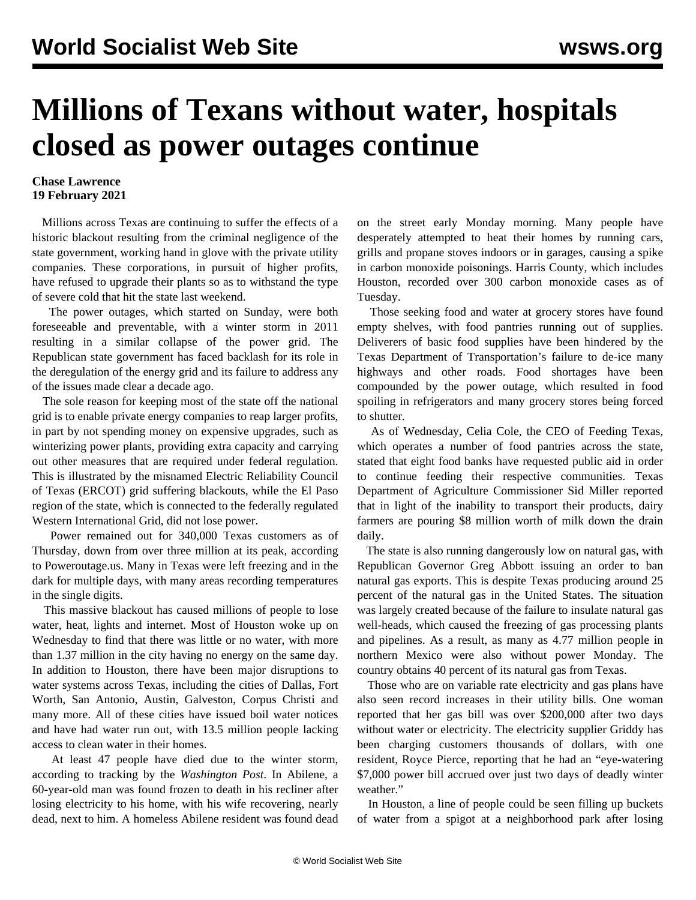# Millions of Texans without water, hospitals closed as power outages continue

**Chase Lawrence**
**19 February 2021**

Millions across Texas are continuing to suffer the effects of a historic blackout resulting from the criminal negligence of the state government, working hand in glove with the private utility companies. These corporations, in pursuit of higher profits, have refused to upgrade their plants so as to withstand the type of severe cold that hit the state last weekend.

The power outages, which started on Sunday, were both foreseeable and preventable, with a winter storm in 2011 resulting in a similar collapse of the power grid. The Republican state government has faced backlash for its role in the deregulation of the energy grid and its failure to address any of the issues made clear a decade ago.

The sole reason for keeping most of the state off the national grid is to enable private energy companies to reap larger profits, in part by not spending money on expensive upgrades, such as winterizing power plants, providing extra capacity and carrying out other measures that are required under federal regulation. This is illustrated by the misnamed Electric Reliability Council of Texas (ERCOT) grid suffering blackouts, while the El Paso region of the state, which is connected to the federally regulated Western International Grid, did not lose power.

Power remained out for 340,000 Texas customers as of Thursday, down from over three million at its peak, according to Poweroutage.us. Many in Texas were left freezing and in the dark for multiple days, with many areas recording temperatures in the single digits.

This massive blackout has caused millions of people to lose water, heat, lights and internet. Most of Houston woke up on Wednesday to find that there was little or no water, with more than 1.37 million in the city having no energy on the same day. In addition to Houston, there have been major disruptions to water systems across Texas, including the cities of Dallas, Fort Worth, San Antonio, Austin, Galveston, Corpus Christi and many more. All of these cities have issued boil water notices and have had water run out, with 13.5 million people lacking access to clean water in their homes.

At least 47 people have died due to the winter storm, according to tracking by the *Washington Post*. In Abilene, a 60-year-old man was found frozen to death in his recliner after losing electricity to his home, with his wife recovering, nearly dead, next to him. A homeless Abilene resident was found dead on the street early Monday morning. Many people have desperately attempted to heat their homes by running cars, grills and propane stoves indoors or in garages, causing a spike in carbon monoxide poisonings. Harris County, which includes Houston, recorded over 300 carbon monoxide cases as of Tuesday.

Those seeking food and water at grocery stores have found empty shelves, with food pantries running out of supplies. Deliverers of basic food supplies have been hindered by the Texas Department of Transportation's failure to de-ice many highways and other roads. Food shortages have been compounded by the power outage, which resulted in food spoiling in refrigerators and many grocery stores being forced to shutter.

As of Wednesday, Celia Cole, the CEO of Feeding Texas, which operates a number of food pantries across the state, stated that eight food banks have requested public aid in order to continue feeding their respective communities. Texas Department of Agriculture Commissioner Sid Miller reported that in light of the inability to transport their products, dairy farmers are pouring $8 million worth of milk down the drain daily.

The state is also running dangerously low on natural gas, with Republican Governor Greg Abbott issuing an order to ban natural gas exports. This is despite Texas producing around 25 percent of the natural gas in the United States. The situation was largely created because of the failure to insulate natural gas well-heads, which caused the freezing of gas processing plants and pipelines. As a result, as many as 4.77 million people in northern Mexico were also without power Monday. The country obtains 40 percent of its natural gas from Texas.

Those who are on variable rate electricity and gas plans have also seen record increases in their utility bills. One woman reported that her gas bill was over $200,000 after two days without water or electricity. The electricity supplier Griddy has been charging customers thousands of dollars, with one resident, Royce Pierce, reporting that he had an "eye-watering $7,000 power bill accrued over just two days of deadly winter weather."

In Houston, a line of people could be seen filling up buckets of water from a spigot at a neighborhood park after losing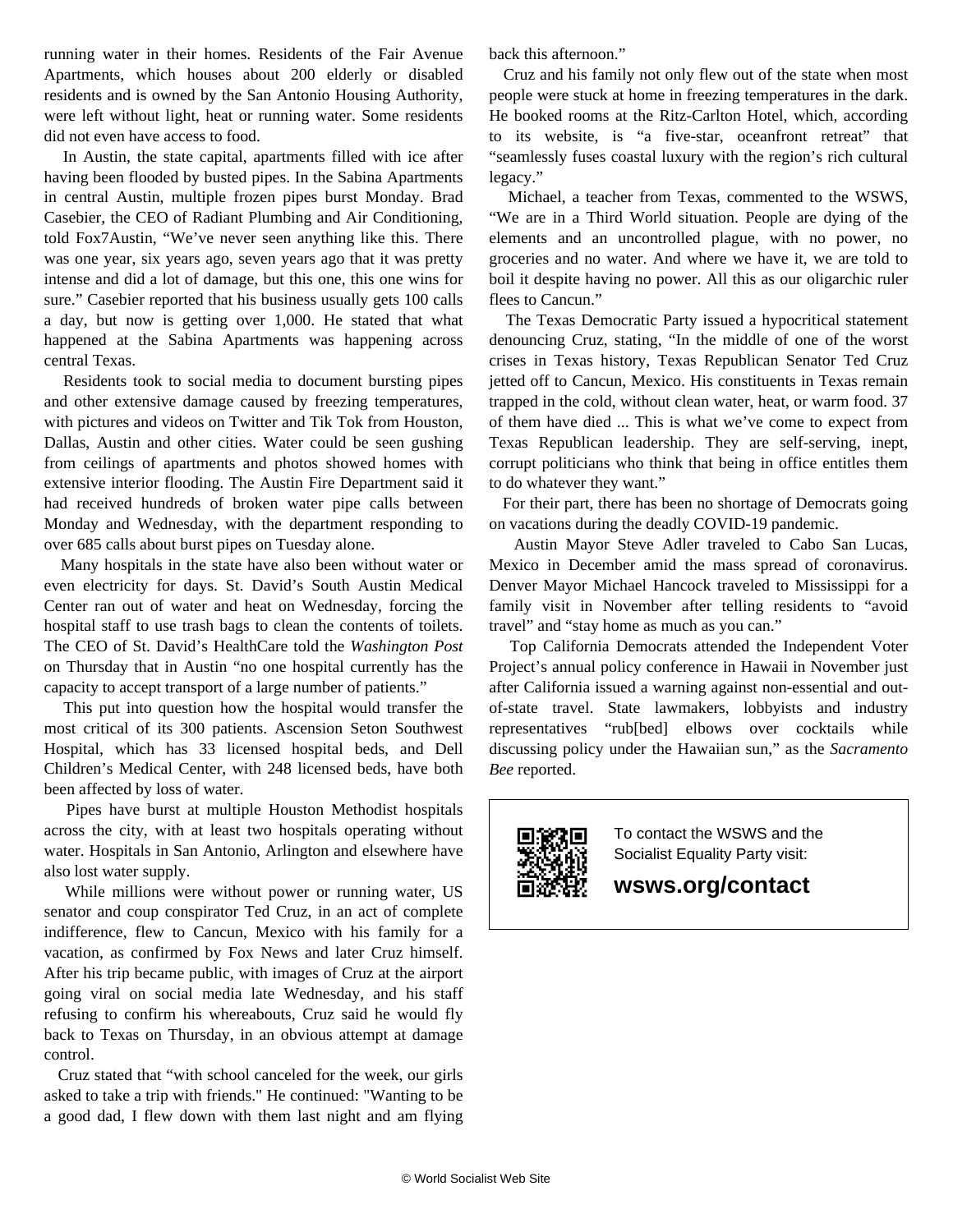running water in their homes. Residents of the Fair Avenue Apartments, which houses about 200 elderly or disabled residents and is owned by the San Antonio Housing Authority, were left without light, heat or running water. Some residents did not even have access to food.

In Austin, the state capital, apartments filled with ice after having been flooded by busted pipes. In the Sabina Apartments in central Austin, multiple frozen pipes burst Monday. Brad Casebier, the CEO of Radiant Plumbing and Air Conditioning, told Fox7Austin, "We've never seen anything like this. There was one year, six years ago, seven years ago that it was pretty intense and did a lot of damage, but this one, this one wins for sure." Casebier reported that his business usually gets 100 calls a day, but now is getting over 1,000. He stated that what happened at the Sabina Apartments was happening across central Texas.

Residents took to social media to document bursting pipes and other extensive damage caused by freezing temperatures, with pictures and videos on Twitter and Tik Tok from Houston, Dallas, Austin and other cities. Water could be seen gushing from ceilings of apartments and photos showed homes with extensive interior flooding. The Austin Fire Department said it had received hundreds of broken water pipe calls between Monday and Wednesday, with the department responding to over 685 calls about burst pipes on Tuesday alone.

Many hospitals in the state have also been without water or even electricity for days. St. David's South Austin Medical Center ran out of water and heat on Wednesday, forcing the hospital staff to use trash bags to clean the contents of toilets. The CEO of St. David's HealthCare told the *Washington Post* on Thursday that in Austin "no one hospital currently has the capacity to accept transport of a large number of patients."

This put into question how the hospital would transfer the most critical of its 300 patients. Ascension Seton Southwest Hospital, which has 33 licensed hospital beds, and Dell Children's Medical Center, with 248 licensed beds, have both been affected by loss of water.

Pipes have burst at multiple Houston Methodist hospitals across the city, with at least two hospitals operating without water. Hospitals in San Antonio, Arlington and elsewhere have also lost water supply.

While millions were without power or running water, US senator and coup conspirator Ted Cruz, in an act of complete indifference, flew to Cancun, Mexico with his family for a vacation, as confirmed by Fox News and later Cruz himself. After his trip became public, with images of Cruz at the airport going viral on social media late Wednesday, and his staff refusing to confirm his whereabouts, Cruz said he would fly back to Texas on Thursday, in an obvious attempt at damage control.

Cruz stated that "with school canceled for the week, our girls asked to take a trip with friends." He continued: "Wanting to be a good dad, I flew down with them last night and am flying back this afternoon."

Cruz and his family not only flew out of the state when most people were stuck at home in freezing temperatures in the dark. He booked rooms at the Ritz-Carlton Hotel, which, according to its website, is "a five-star, oceanfront retreat" that "seamlessly fuses coastal luxury with the region's rich cultural legacy."

Michael, a teacher from Texas, commented to the WSWS, "We are in a Third World situation. People are dying of the elements and an uncontrolled plague, with no power, no groceries and no water. And where we have it, we are told to boil it despite having no power. All this as our oligarchic ruler flees to Cancun."

The Texas Democratic Party issued a hypocritical statement denouncing Cruz, stating, "In the middle of one of the worst crises in Texas history, Texas Republican Senator Ted Cruz jetted off to Cancun, Mexico. His constituents in Texas remain trapped in the cold, without clean water, heat, or warm food. 37 of them have died ... This is what we've come to expect from Texas Republican leadership. They are self-serving, inept, corrupt politicians who think that being in office entitles them to do whatever they want."

For their part, there has been no shortage of Democrats going on vacations during the deadly COVID-19 pandemic.

Austin Mayor Steve Adler traveled to Cabo San Lucas, Mexico in December amid the mass spread of coronavirus. Denver Mayor Michael Hancock traveled to Mississippi for a family visit in November after telling residents to "avoid travel" and "stay home as much as you can."

Top California Democrats attended the Independent Voter Project's annual policy conference in Hawaii in November just after California issued a warning against non-essential and out-of-state travel. State lawmakers, lobbyists and industry representatives "rub[bed] elbows over cocktails while discussing policy under the Hawaiian sun," as the *Sacramento Bee* reported.

To contact the WSWS and the Socialist Equality Party visit:

**wsws.org/contact**